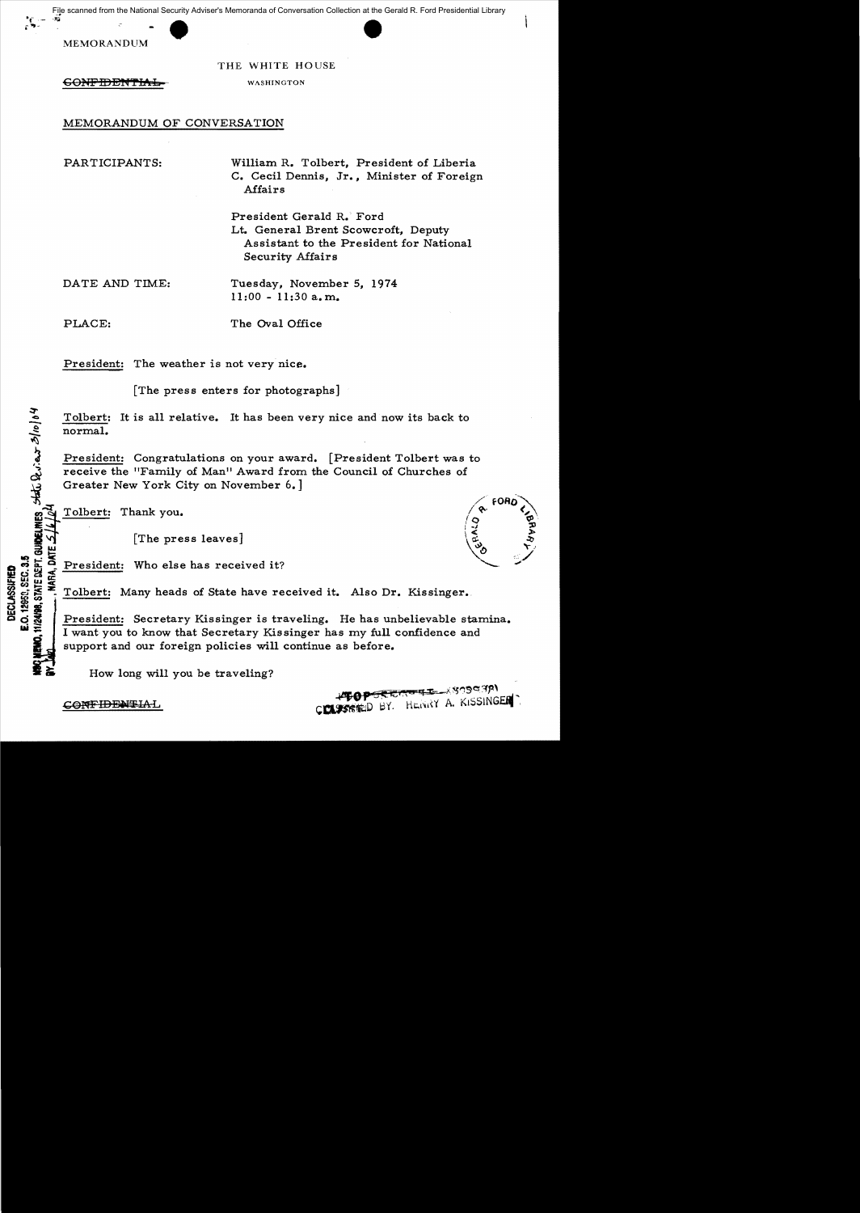File scanned from the National Security Adviser's Memoranda of Conversation Collection at the Gerald R. Ford Presidential Library

MEMORANDUM

THE WHITE HOUSE

~~CONFIDENTIAL~~ WASHINGTON

MEMORANDUM OF CONVERSATION

PARTICIPANTS: William R. Tolbert, President of Liberia
C. Cecil Dennis, Jr., Minister of Foreign Affairs

President Gerald R. Ford
Lt. General Brent Scowcroft, Deputy Assistant to the President for National Security Affairs

DATE AND TIME: Tuesday, November 5, 1974
11:00 - 11:30 a.m.

PLACE: The Oval Office

DECLASSIFIED
E.O. 12958, SEC. 3.5
NSC MEMO, 11/24/98, STATE DEPT. GUIDELINES, State Review 3/10/04
BY ___, NARA, DATE 5/6/04

President: The weather is not very nice.

[The press enters for photographs]

Tolbert: It is all relative. It has been very nice and now its back to normal.

President: Congratulations on your award. [President Tolbert was to receive the "Family of Man" Award from the Council of Churches of Greater New York City on November 6.]

Tolbert: Thank you.

[The press leaves]

President: Who else has received it?

Tolbert: Many heads of State have received it. Also Dr. Kissinger.

President: Secretary Kissinger is traveling. He has unbelievable stamina. I want you to know that Secretary Kissinger has my full confidence and support and our foreign policies will continue as before.

How long will you be traveling?

~~CONFIDENTIAL~~

CLASSIFIED BY: HENRY A. KISSINGER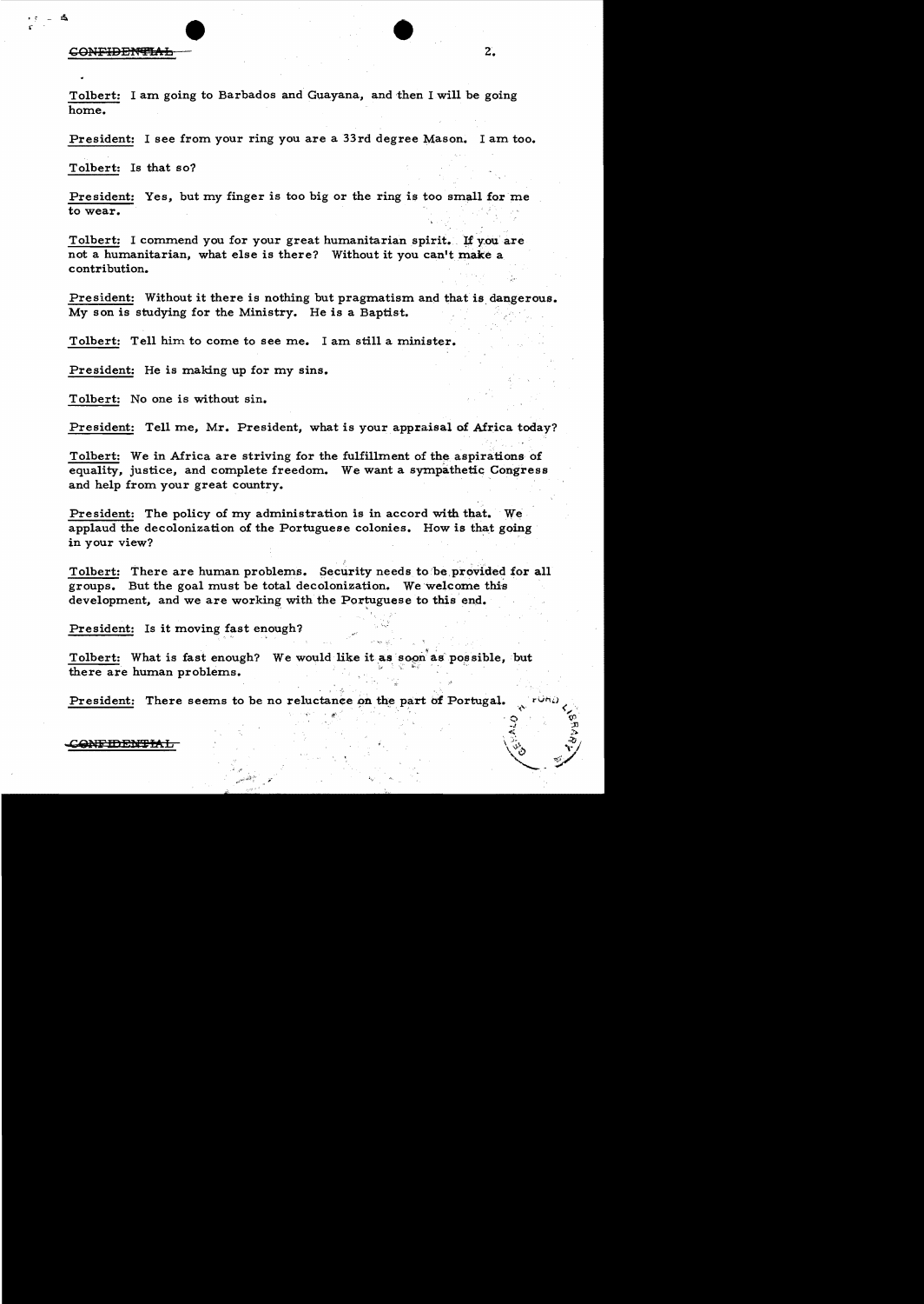Tolbert: I am going to Barbados and Guayana, and then I will be going home.

President: I see from your ring you are a 33rd degree Mason. I am too.

Tolbert: Is that so?

President: Yes, but my finger is too big or the ring is too small for me to wear.

Tolbert: I commend you for your great humanitarian spirit. If you are not a humanitarian, what else is there? Without it you can't make a contribution.

President: Without it there is nothing but pragmatism and that is dangerous. My son is studying for the Ministry. He is a Baptist.

Tolbert: Tell him to come to see me. I am still a minister.

President: He is making up for my sins.

Tolbert: No one is without sin.

President: Tell me, Mr. President, what is your appraisal of Africa today?

Tolbert: We in Africa are striving for the fulfillment of the aspirations of equality, justice, and complete freedom. We want a sympathetic Congress and help from your great country.

President: The policy of my administration is in accord with that. We applaud the decolonization of the Portuguese colonies. How is that going in your view?

Tolbert: There are human problems. Security needs to be provided for all groups. But the goal must be total decolonization. We welcome this development, and we are working with the Portuguese to this end.

President: Is it moving fast enough?

Tolbert: What is fast enough? We would like it as soon as possible, but there are human problems.

President: There seems to be no reluctance on the part of Portugal.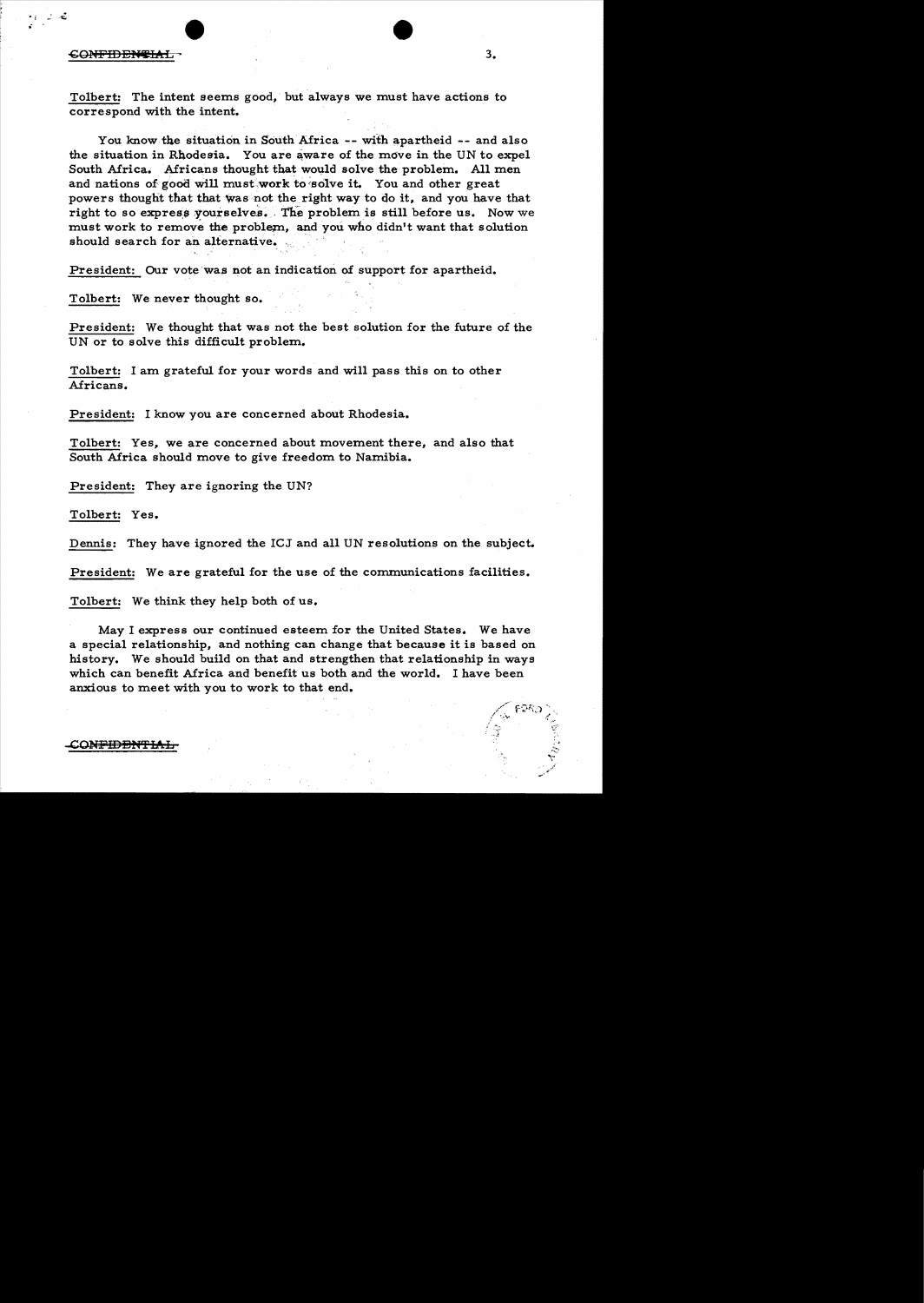Tolbert: The intent seems good, but always we must have actions to correspond with the intent.

You know the situation in South Africa -- with apartheid -- and also the situation in Rhodesia. You are aware of the move in the UN to expel South Africa. Africans thought that would solve the problem. All men and nations of good will must work to solve it. You and other great powers thought that that was not the right way to do it, and you have that right to so express yourselves. The problem is still before us. Now we must work to remove the problem, and you who didn't want that solution should search for an alternative.

President: Our vote was not an indication of support for apartheid.

Tolbert: We never thought so.

President: We thought that was not the best solution for the future of the UN or to solve this difficult problem.

Tolbert: I am grateful for your words and will pass this on to other Africans.

President: I know you are concerned about Rhodesia.

Tolbert: Yes, we are concerned about movement there, and also that South Africa should move to give freedom to Namibia.

President: They are ignoring the UN?

Tolbert: Yes.

Dennis: They have ignored the ICJ and all UN resolutions on the subject.

President: We are grateful for the use of the communications facilities.

Tolbert: We think they help both of us.

May I express our continued esteem for the United States. We have a special relationship, and nothing can change that because it is based on history. We should build on that and strengthen that relationship in ways which can benefit Africa and benefit us both and the world. I have been anxious to meet with you to work to that end.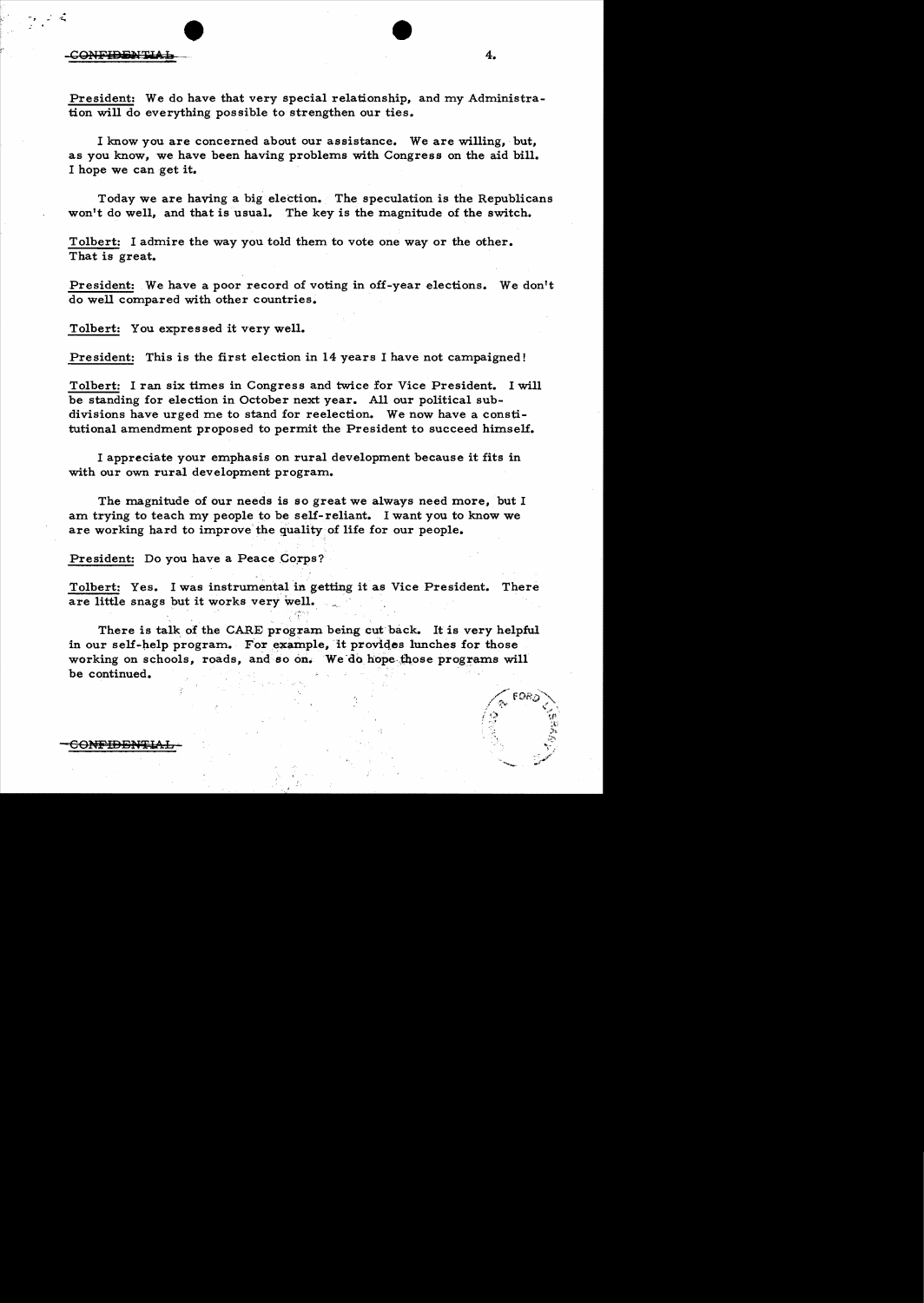CONFIDENTIAL

**President:** We do have that very special relationship, and my Administration will do everything possible to strengthen our ties.

I know you are concerned about our assistance. We are willing, but, as you know, we have been having problems with Congress on the aid bill. I hope we can get it.

Today we are having a big election. The speculation is the Republicans won't do well, and that is usual. The key is the magnitude of the switch.

**Tolbert:** I admire the way you told them to vote one way or the other. That is great.

**President:** We have a poor record of voting in off-year elections. We don't do well compared with other countries.

**Tolbert:** You expressed it very well.

**President:** This is the first election in 14 years I have not campaigned!

**Tolbert:** I ran six times in Congress and twice for Vice President. I will be standing for election in October next year. All our political subdivisions have urged me to stand for reelection. We now have a constitutional amendment proposed to permit the President to succeed himself.

I appreciate your emphasis on rural development because it fits in with our own rural development program.

The magnitude of our needs is so great we always need more, but I am trying to teach my people to be self-reliant. I want you to know we are working hard to improve the quality of life for our people.

**President:** Do you have a Peace Corps?

**Tolbert:** Yes. I was instrumental in getting it as Vice President. There are little snags but it works very well.

There is talk of the CARE program being cut back. It is very helpful in our self-help program. For example, it provides lunches for those working on schools, roads, and so on. We do hope those programs will be continued.

CONFIDENTIAL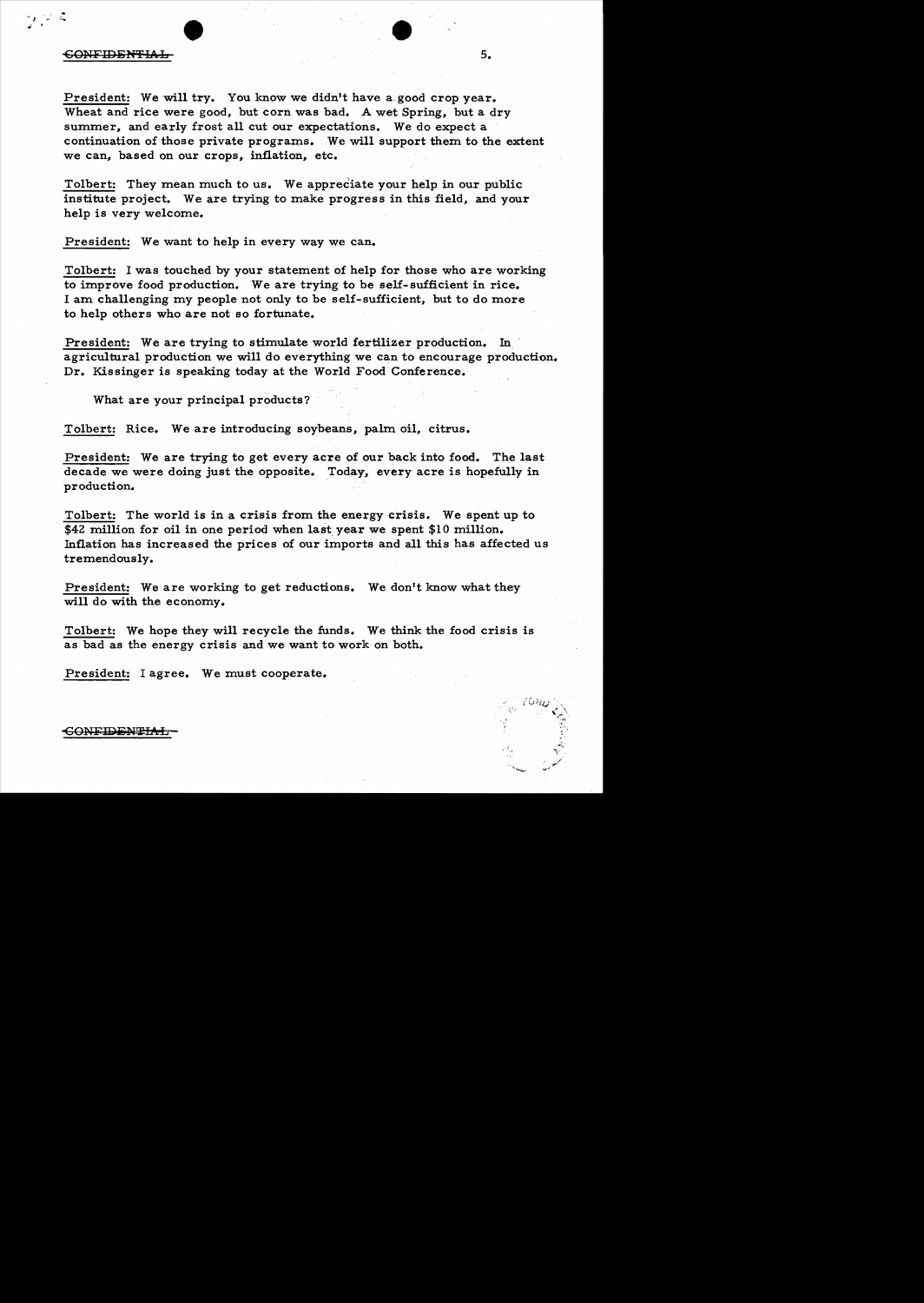CONFIDENTIAL

President: We will try. You know we didn't have a good crop year. Wheat and rice were good, but corn was bad. A wet Spring, but a dry summer, and early frost all cut our expectations. We do expect a continuation of those private programs. We will support them to the extent we can, based on our crops, inflation, etc.

Tolbert: They mean much to us. We appreciate your help in our public institute project. We are trying to make progress in this field, and your help is very welcome.

President: We want to help in every way we can.

Tolbert: I was touched by your statement of help for those who are working to improve food production. We are trying to be self-sufficient in rice. I am challenging my people not only to be self-sufficient, but to do more to help others who are not so fortunate.

President: We are trying to stimulate world fertilizer production. In agricultural production we will do everything we can to encourage production. Dr. Kissinger is speaking today at the World Food Conference.

What are your principal products?

Tolbert: Rice. We are introducing soybeans, palm oil, citrus.

President: We are trying to get every acre of our back into food. The last decade we were doing just the opposite. Today, every acre is hopefully in production.

Tolbert: The world is in a crisis from the energy crisis. We spent up to $42 million for oil in one period when last year we spent $10 million. Inflation has increased the prices of our imports and all this has affected us tremendously.

President: We are working to get reductions. We don't know what they will do with the economy.

Tolbert: We hope they will recycle the funds. We think the food crisis is as bad as the energy crisis and we want to work on both.

President: I agree. We must cooperate.

CONFIDENTIAL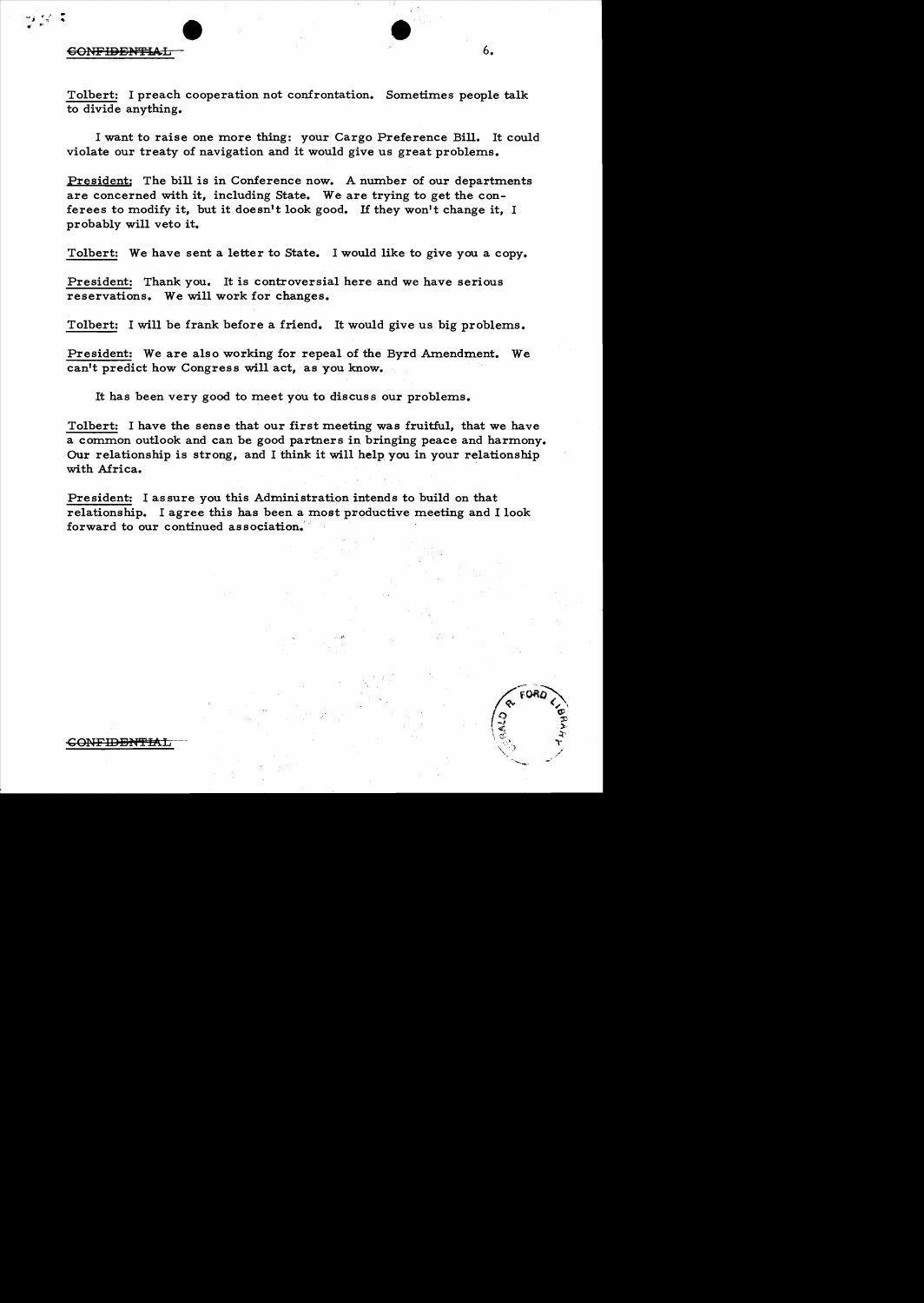CONFIDENTIAL

Tolbert: I preach cooperation not confrontation. Sometimes people talk to divide anything.

I want to raise one more thing: your Cargo Preference Bill. It could violate our treaty of navigation and it would give us great problems.

President: The bill is in Conference now. A number of our departments are concerned with it, including State. We are trying to get the conferees to modify it, but it doesn't look good. If they won't change it, I probably will veto it.

Tolbert: We have sent a letter to State. I would like to give you a copy.

President: Thank you. It is controversial here and we have serious reservations. We will work for changes.

Tolbert: I will be frank before a friend. It would give us big problems.

President: We are also working for repeal of the Byrd Amendment. We can't predict how Congress will act, as you know.

It has been very good to meet you to discuss our problems.

Tolbert: I have the sense that our first meeting was fruitful, that we have a common outlook and can be good partners in bringing peace and harmony. Our relationship is strong, and I think it will help you in your relationship with Africa.

President: I assure you this Administration intends to build on that relationship. I agree this has been a most productive meeting and I look forward to our continued association.

CONFIDENTIAL